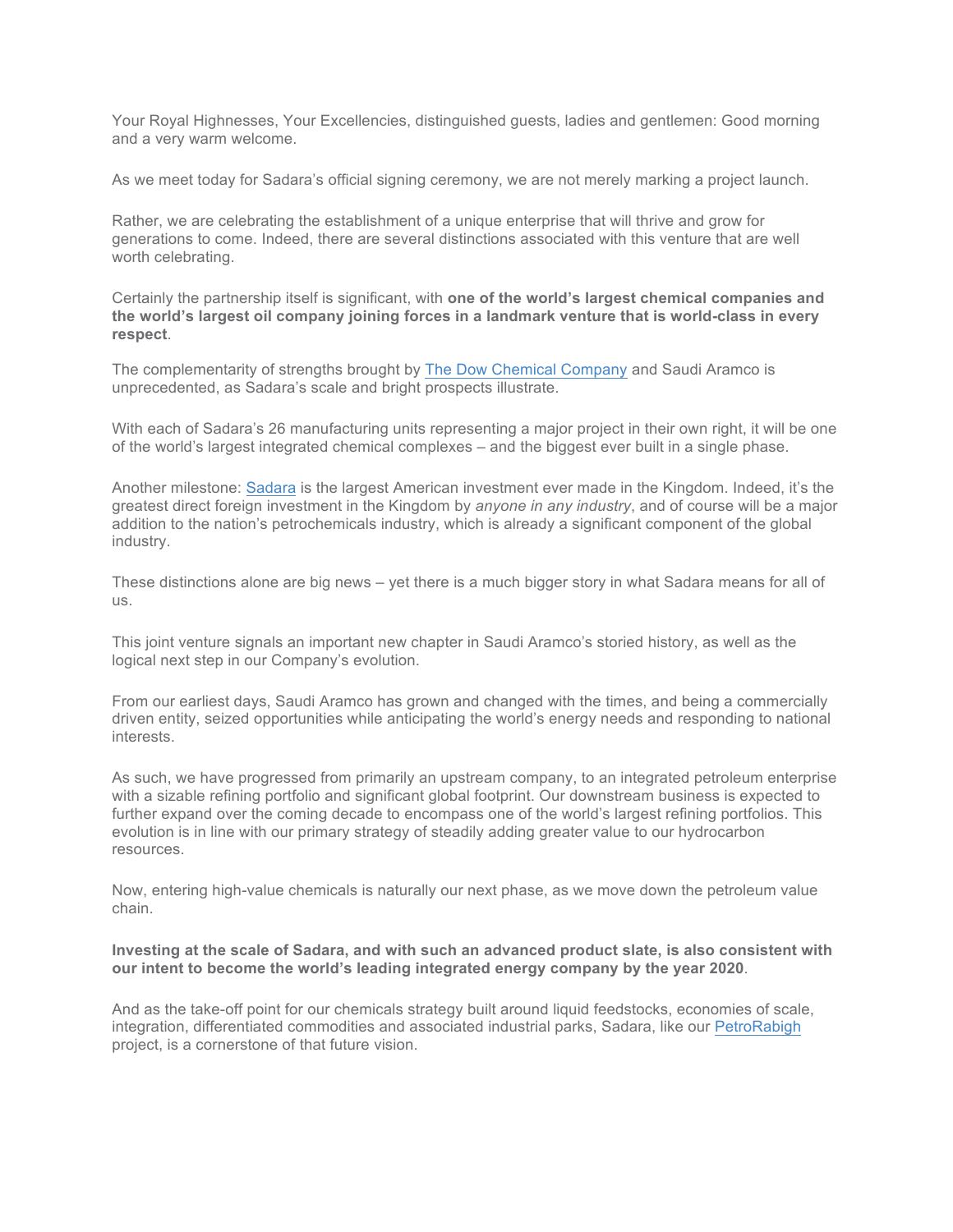Your Royal Highnesses, Your Excellencies, distinguished guests, ladies and gentlemen: Good morning and a very warm welcome.

As we meet today for Sadara's official signing ceremony, we are not merely marking a project launch.

Rather, we are celebrating the establishment of a unique enterprise that will thrive and grow for generations to come. Indeed, there are several distinctions associated with this venture that are well worth celebrating.

Certainly the partnership itself is significant, with **one of the world's largest chemical companies and the world's largest oil company joining forces in a landmark venture that is world-class in every respect**.

The complementarity of strengths brought by The Dow Chemical Company and Saudi Aramco is unprecedented, as Sadara's scale and bright prospects illustrate.

With each of Sadara's 26 manufacturing units representing a major project in their own right, it will be one of the world's largest integrated chemical complexes – and the biggest ever built in a single phase.

Another milestone: Sadara is the largest American investment ever made in the Kingdom. Indeed, it's the greatest direct foreign investment in the Kingdom by *anyone in any industry*, and of course will be a major addition to the nation's petrochemicals industry, which is already a significant component of the global industry.

These distinctions alone are big news – yet there is a much bigger story in what Sadara means for all of us.

This joint venture signals an important new chapter in Saudi Aramco's storied history, as well as the logical next step in our Company's evolution.

From our earliest days, Saudi Aramco has grown and changed with the times, and being a commercially driven entity, seized opportunities while anticipating the world's energy needs and responding to national interests.

As such, we have progressed from primarily an upstream company, to an integrated petroleum enterprise with a sizable refining portfolio and significant global footprint. Our downstream business is expected to further expand over the coming decade to encompass one of the world's largest refining portfolios. This evolution is in line with our primary strategy of steadily adding greater value to our hydrocarbon resources.

Now, entering high-value chemicals is naturally our next phase, as we move down the petroleum value chain.

**Investing at the scale of Sadara, and with such an advanced product slate, is also consistent with our intent to become the world's leading integrated energy company by the year 2020**.

And as the take-off point for our chemicals strategy built around liquid feedstocks, economies of scale, integration, differentiated commodities and associated industrial parks, Sadara, like our PetroRabigh project, is a cornerstone of that future vision.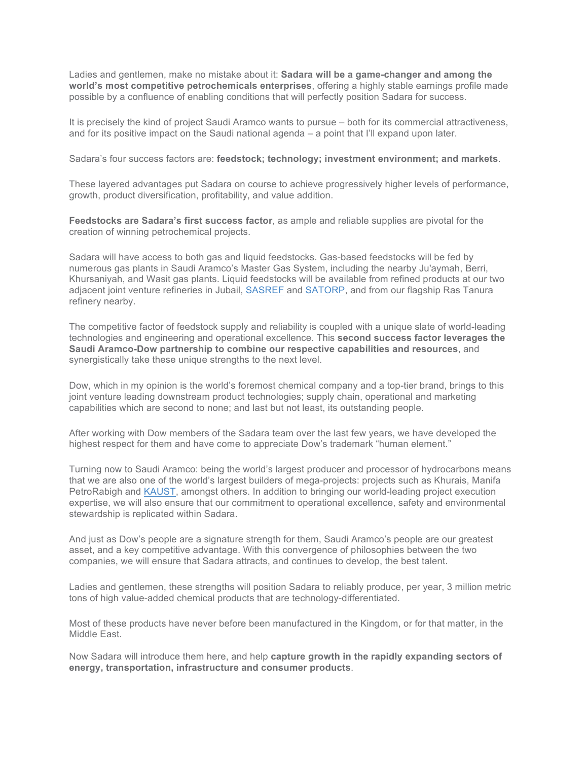Ladies and gentlemen, make no mistake about it: **Sadara will be a game-changer and among the world's most competitive petrochemicals enterprises**, offering a highly stable earnings profile made possible by a confluence of enabling conditions that will perfectly position Sadara for success.

It is precisely the kind of project Saudi Aramco wants to pursue – both for its commercial attractiveness, and for its positive impact on the Saudi national agenda – a point that I'll expand upon later.

Sadara's four success factors are: **feedstock; technology; investment environment; and markets**.

These layered advantages put Sadara on course to achieve progressively higher levels of performance, growth, product diversification, profitability, and value addition.

**Feedstocks are Sadara's first success factor**, as ample and reliable supplies are pivotal for the creation of winning petrochemical projects.

Sadara will have access to both gas and liquid feedstocks. Gas-based feedstocks will be fed by numerous gas plants in Saudi Aramco's Master Gas System, including the nearby Ju'aymah, Berri, Khursaniyah, and Wasit gas plants. Liquid feedstocks will be available from refined products at our two adjacent joint venture refineries in Jubail, SASREF and SATORP, and from our flagship Ras Tanura refinery nearby.

The competitive factor of feedstock supply and reliability is coupled with a unique slate of world-leading technologies and engineering and operational excellence. This **second success factor leverages the Saudi Aramco-Dow partnership to combine our respective capabilities and resources**, and synergistically take these unique strengths to the next level.

Dow, which in my opinion is the world's foremost chemical company and a top-tier brand, brings to this joint venture leading downstream product technologies; supply chain, operational and marketing capabilities which are second to none; and last but not least, its outstanding people.

After working with Dow members of the Sadara team over the last few years, we have developed the highest respect for them and have come to appreciate Dow's trademark "human element."

Turning now to Saudi Aramco: being the world's largest producer and processor of hydrocarbons means that we are also one of the world's largest builders of mega-projects: projects such as Khurais, Manifa PetroRabigh and KAUST, amongst others. In addition to bringing our world-leading project execution expertise, we will also ensure that our commitment to operational excellence, safety and environmental stewardship is replicated within Sadara.

And just as Dow's people are a signature strength for them, Saudi Aramco's people are our greatest asset, and a key competitive advantage. With this convergence of philosophies between the two companies, we will ensure that Sadara attracts, and continues to develop, the best talent.

Ladies and gentlemen, these strengths will position Sadara to reliably produce, per year, 3 million metric tons of high value-added chemical products that are technology-differentiated.

Most of these products have never before been manufactured in the Kingdom, or for that matter, in the Middle East.

Now Sadara will introduce them here, and help **capture growth in the rapidly expanding sectors of energy, transportation, infrastructure and consumer products**.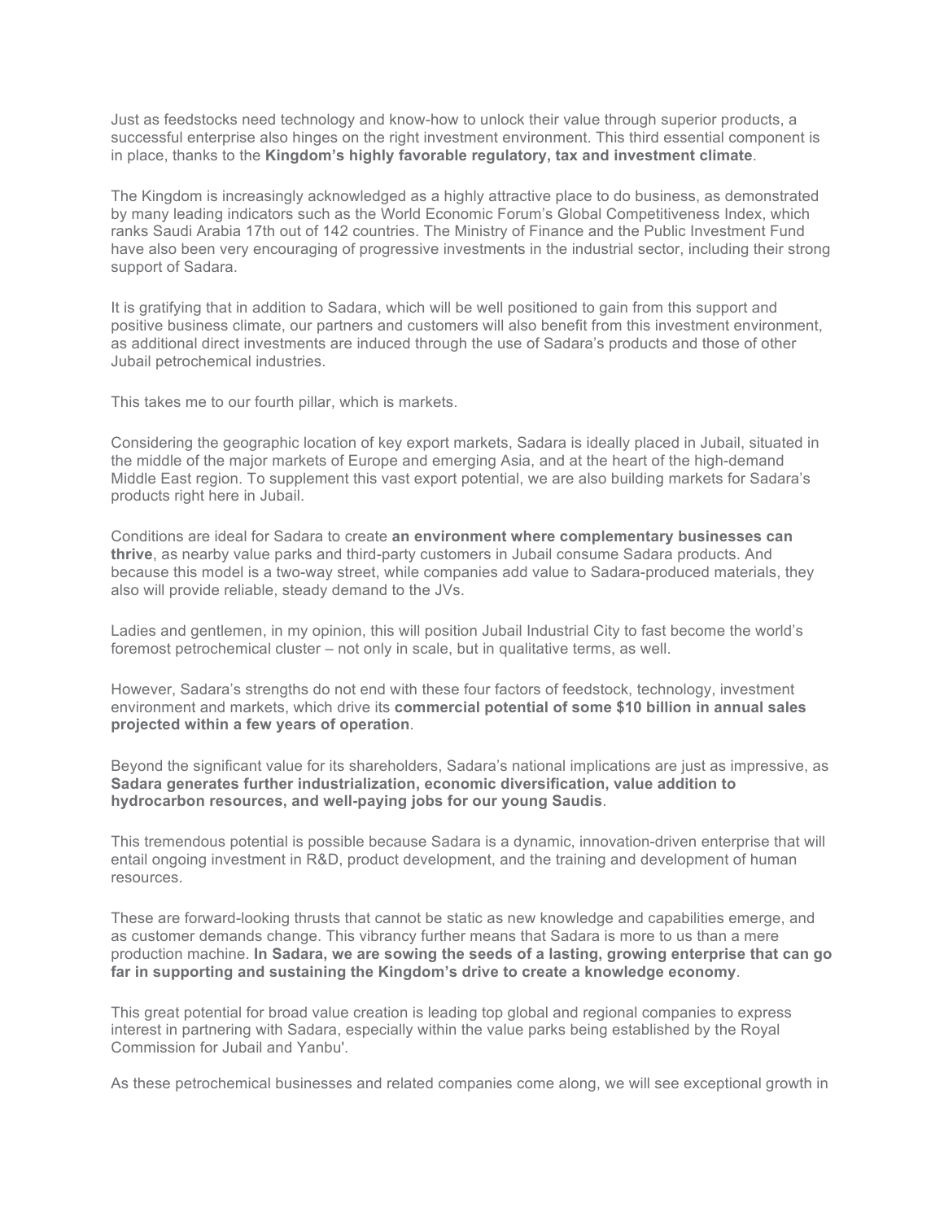Just as feedstocks need technology and know-how to unlock their value through superior products, a successful enterprise also hinges on the right investment environment. This third essential component is in place, thanks to the **Kingdom's highly favorable regulatory, tax and investment climate**.

The Kingdom is increasingly acknowledged as a highly attractive place to do business, as demonstrated by many leading indicators such as the World Economic Forum's Global Competitiveness Index, which ranks Saudi Arabia 17th out of 142 countries. The Ministry of Finance and the Public Investment Fund have also been very encouraging of progressive investments in the industrial sector, including their strong support of Sadara.

It is gratifying that in addition to Sadara, which will be well positioned to gain from this support and positive business climate, our partners and customers will also benefit from this investment environment, as additional direct investments are induced through the use of Sadara's products and those of other Jubail petrochemical industries.

This takes me to our fourth pillar, which is markets.

Considering the geographic location of key export markets, Sadara is ideally placed in Jubail, situated in the middle of the major markets of Europe and emerging Asia, and at the heart of the high-demand Middle East region. To supplement this vast export potential, we are also building markets for Sadara's products right here in Jubail.

Conditions are ideal for Sadara to create **an environment where complementary businesses can thrive**, as nearby value parks and third-party customers in Jubail consume Sadara products. And because this model is a two-way street, while companies add value to Sadara-produced materials, they also will provide reliable, steady demand to the JVs.

Ladies and gentlemen, in my opinion, this will position Jubail Industrial City to fast become the world's foremost petrochemical cluster – not only in scale, but in qualitative terms, as well.

However, Sadara's strengths do not end with these four factors of feedstock, technology, investment environment and markets, which drive its **commercial potential of some $10 billion in annual sales projected within a few years of operation**.

Beyond the significant value for its shareholders, Sadara's national implications are just as impressive, as **Sadara generates further industrialization, economic diversification, value addition to hydrocarbon resources, and well-paying jobs for our young Saudis**.

This tremendous potential is possible because Sadara is a dynamic, innovation-driven enterprise that will entail ongoing investment in R&D, product development, and the training and development of human resources.

These are forward-looking thrusts that cannot be static as new knowledge and capabilities emerge, and as customer demands change. This vibrancy further means that Sadara is more to us than a mere production machine. **In Sadara, we are sowing the seeds of a lasting, growing enterprise that can go far in supporting and sustaining the Kingdom's drive to create a knowledge economy**.

This great potential for broad value creation is leading top global and regional companies to express interest in partnering with Sadara, especially within the value parks being established by the Royal Commission for Jubail and Yanbu'.

As these petrochemical businesses and related companies come along, we will see exceptional growth in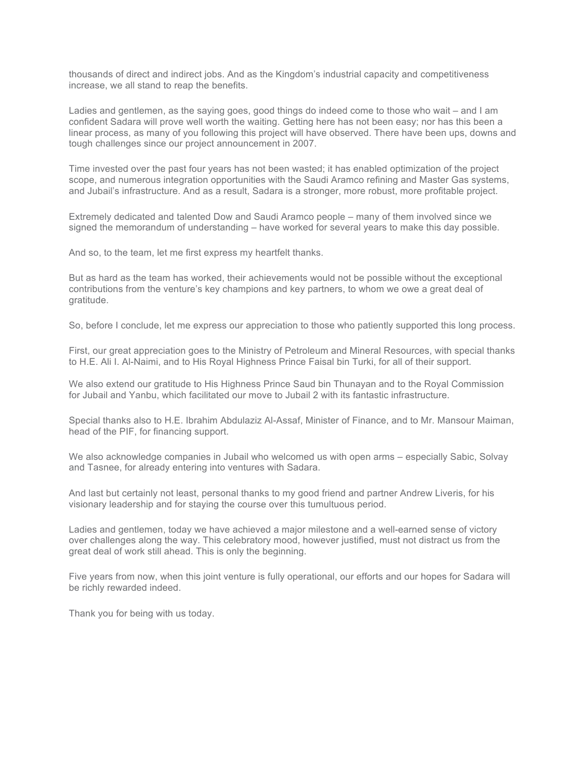thousands of direct and indirect jobs. And as the Kingdom's industrial capacity and competitiveness increase, we all stand to reap the benefits.

Ladies and gentlemen, as the saying goes, good things do indeed come to those who wait – and I am confident Sadara will prove well worth the waiting. Getting here has not been easy; nor has this been a linear process, as many of you following this project will have observed. There have been ups, downs and tough challenges since our project announcement in 2007.

Time invested over the past four years has not been wasted; it has enabled optimization of the project scope, and numerous integration opportunities with the Saudi Aramco refining and Master Gas systems, and Jubail's infrastructure. And as a result, Sadara is a stronger, more robust, more profitable project.

Extremely dedicated and talented Dow and Saudi Aramco people – many of them involved since we signed the memorandum of understanding – have worked for several years to make this day possible.

And so, to the team, let me first express my heartfelt thanks.

But as hard as the team has worked, their achievements would not be possible without the exceptional contributions from the venture's key champions and key partners, to whom we owe a great deal of gratitude.

So, before I conclude, let me express our appreciation to those who patiently supported this long process.

First, our great appreciation goes to the Ministry of Petroleum and Mineral Resources, with special thanks to H.E. Ali I. Al-Naimi, and to His Royal Highness Prince Faisal bin Turki, for all of their support.

We also extend our gratitude to His Highness Prince Saud bin Thunayan and to the Royal Commission for Jubail and Yanbu, which facilitated our move to Jubail 2 with its fantastic infrastructure.

Special thanks also to H.E. Ibrahim Abdulaziz Al-Assaf, Minister of Finance, and to Mr. Mansour Maiman, head of the PIF, for financing support.

We also acknowledge companies in Jubail who welcomed us with open arms – especially Sabic, Solvay and Tasnee, for already entering into ventures with Sadara.

And last but certainly not least, personal thanks to my good friend and partner Andrew Liveris, for his visionary leadership and for staying the course over this tumultuous period.

Ladies and gentlemen, today we have achieved a major milestone and a well-earned sense of victory over challenges along the way. This celebratory mood, however justified, must not distract us from the great deal of work still ahead. This is only the beginning.

Five years from now, when this joint venture is fully operational, our efforts and our hopes for Sadara will be richly rewarded indeed.

Thank you for being with us today.